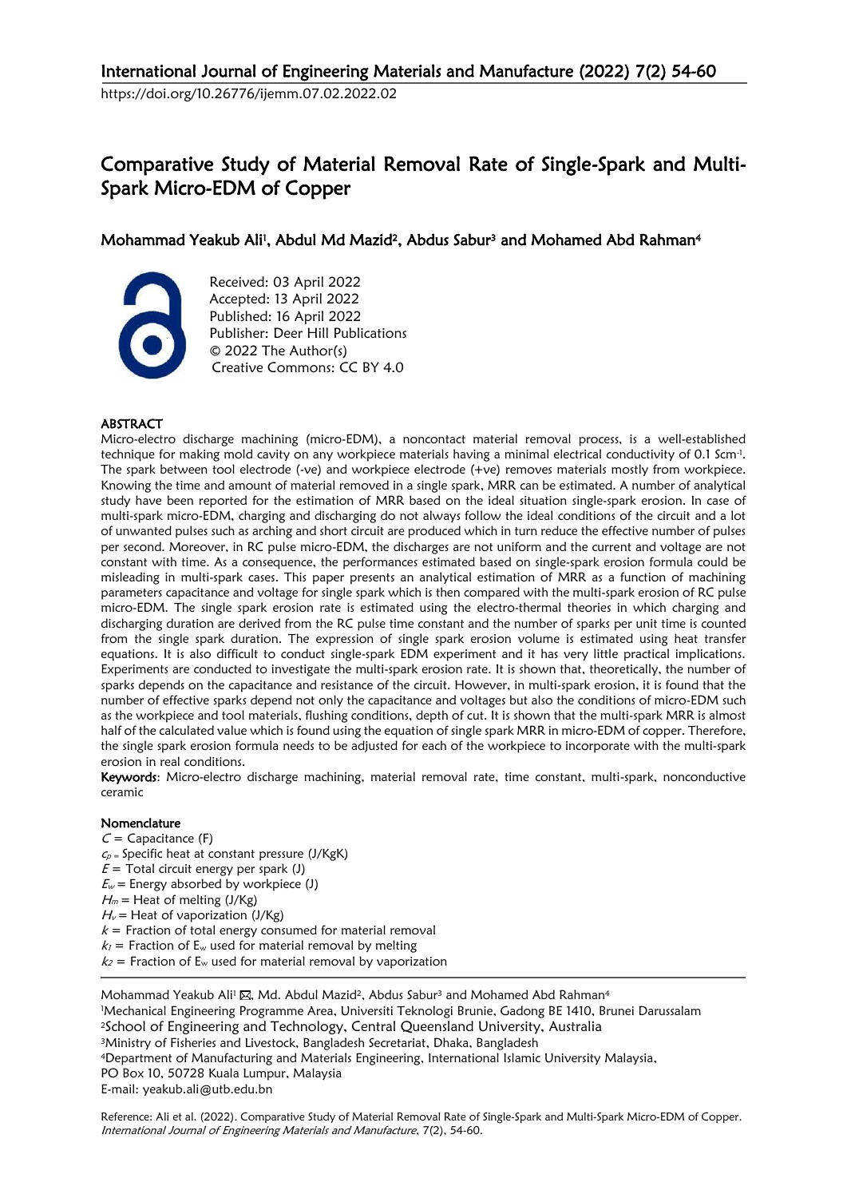https://doi.org/10.26776/ijemm.07.02.2022.02

# Comparative Study of Material Removal Rate of Single-Spark and Multi-Spark Micro-EDM of Copper

## Mohammad Yeakub Ali[1], Abdul Md Mazid[2], Abdus Sabur[3] and Mohamed Abd Rahman[4]

Received: 03 April 2022
Accepted: 13 April 2022
Published: 16 April 2022
Publisher: Deer Hill Publications
© 2022 The Author(s)
Creative Commons: CC BY 4.0

### ABSTRACT

Micro-electro discharge machining (micro-EDM), a noncontact material removal process, is a well-established technique for making mold cavity on any workpiece materials having a minimal electrical conductivity of 0.1 $Scm^{-1}$. The spark between tool electrode (-ve) and workpiece electrode (+ve) removes materials mostly from workpiece. Knowing the time and amount of material removed in a single spark, MRR can be estimated. A number of analytical study have been reported for the estimation of MRR based on the ideal situation single-spark erosion. In case of multi-spark micro-EDM, charging and discharging do not always follow the ideal conditions of the circuit and a lot of unwanted pulses such as arching and short circuit are produced which in turn reduce the effective number of pulses per second. Moreover, in RC pulse micro-EDM, the discharges are not uniform and the current and voltage are not constant with time. As a consequence, the performances estimated based on single-spark erosion formula could be misleading in multi-spark cases. This paper presents an analytical estimation of MRR as a function of machining parameters capacitance and voltage for single spark which is then compared with the multi-spark erosion of RC pulse micro-EDM. The single spark erosion rate is estimated using the electro-thermal theories in which charging and discharging duration are derived from the RC pulse time constant and the number of sparks per unit time is counted from the single spark duration. The expression of single spark erosion volume is estimated using heat transfer equations. It is also difficult to conduct single-spark EDM experiment and it has very little practical implications. Experiments are conducted to investigate the multi-spark erosion rate. It is shown that, theoretically, the number of sparks depends on the capacitance and resistance of the circuit. However, in multi-spark erosion, it is found that the number of effective sparks depend not only the capacitance and voltages but also the conditions of micro-EDM such as the workpiece and tool materials, flushing conditions, depth of cut. It is shown that the multi-spark MRR is almost half of the calculated value which is found using the equation of single spark MRR in micro-EDM of copper. Therefore, the single spark erosion formula needs to be adjusted for each of the workpiece to incorporate with the multi-spark erosion in real conditions.

**Keywords**: Micro-electro discharge machining, material removal rate, time constant, multi-spark, nonconductive ceramic

### Nomenclature

$C$ = Capacitance (F)
$c_p$ = Specific heat at constant pressure (J/KgK)
$E$ = Total circuit energy per spark (J)
$E_w$ = Energy absorbed by workpiece (J)
$H_m$ = Heat of melting (J/Kg)
$H_v$ = Heat of vaporization (J/Kg)
$k$ = Fraction of total energy consumed for material removal
$k_1$ = Fraction of $E_w$ used for material removal by melting
$k_2$ = Fraction of $E_w$ used for material removal by vaporization

---

Mohammad Yeakub Ali[1] ✉, Md. Abdul Mazid[2], Abdus Sabur[3] and Mohamed Abd Rahman[4]
[1]Mechanical Engineering Programme Area, Universiti Teknologi Brunie, Gadong BE 1410, Brunei Darussalam
[2]School of Engineering and Technology, Central Queensland University, Australia
[3]Ministry of Fisheries and Livestock, Bangladesh Secretariat, Dhaka, Bangladesh
[4]Department of Manufacturing and Materials Engineering, International Islamic University Malaysia, PO Box 10, 50728 Kuala Lumpur, Malaysia
E-mail: yeakub.ali@utb.edu.bn

Reference: Ali et al. (2022). Comparative Study of Material Removal Rate of Single-Spark and Multi-Spark Micro-EDM of Copper. *International Journal of Engineering Materials and Manufacture*, 7(2), 54-60.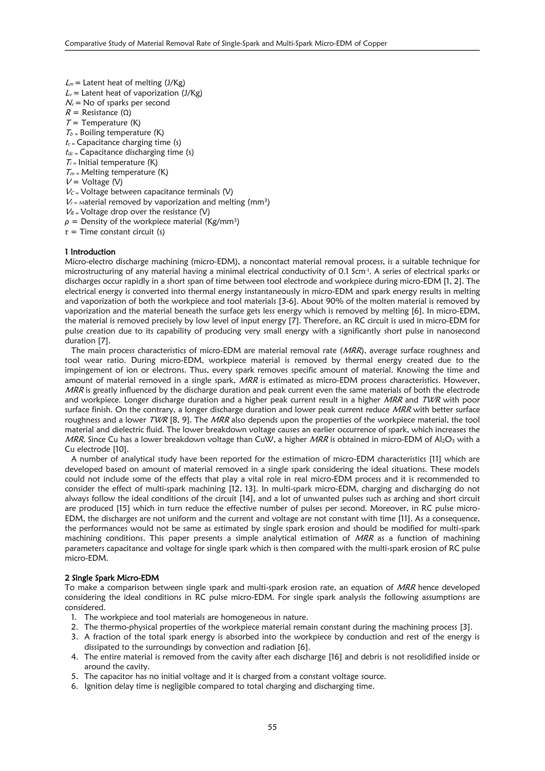$L_m$ = Latent heat of melting (J/Kg)
$L_v$ = Latent heat of vaporization (J/Kg)
$N_r$ = No of sparks per second
$R$ = Resistance (Ω)
$T$ = Temperature (K)
$T_b$ = Boiling temperature (K)
$t_c$ = Capacitance charging time (s)
$t_{dc}$ = Capacitance discharging time (s)
$T_i$ = Initial temperature (K)
$T_m$ = Melting temperature (K)
$V$ = Voltage (V)
$V_C$ = Voltage between capacitance terminals (V)
$V_r$ = Material removed by vaporization and melting (mm$^3$)
$V_R$ = Voltage drop over the resistance (V)
$\rho$ = Density of the workpiece material (Kg/mm$^3$)
$\tau$ = Time constant circuit (s)

## 1 Introduction

Micro-electro discharge machining (micro-EDM), a noncontact material removal process, is a suitable technique for microstructuring of any material having a minimal electrical conductivity of 0.1 Scm$^{-1}$. A series of electrical sparks or discharges occur rapidly in a short span of time between tool electrode and workpiece during micro-EDM [1, 2]. The electrical energy is converted into thermal energy instantaneously in micro-EDM and spark energy results in melting and vaporization of both the workpiece and tool materials [3-6]. About 90% of the molten material is removed by vaporization and the material beneath the surface gets less energy which is removed by melting [6]. In micro-EDM, the material is removed precisely by low level of input energy [7]. Therefore, an RC circuit is used in micro-EDM for pulse creation due to its capability of producing very small energy with a significantly short pulse in nanosecond duration [7].

The main process characteristics of micro-EDM are material removal rate (*MRR*), average surface roughness and tool wear ratio. During micro-EDM, workpiece material is removed by thermal energy created due to the impingement of ion or electrons. Thus, every spark removes specific amount of material. Knowing the time and amount of material removed in a single spark, *MRR* is estimated as micro-EDM process characteristics. However, *MRR* is greatly influenced by the discharge duration and peak current even the same materials of both the electrode and workpiece. Longer discharge duration and a higher peak current result in a higher *MRR* and *TWR* with poor surface finish. On the contrary, a longer discharge duration and lower peak current reduce *MRR* with better surface roughness and a lower *TWR* [8, 9]. The *MRR* also depends upon the properties of the workpiece material, the tool material and dielectric fluid. The lower breakdown voltage causes an earlier occurrence of spark, which increases the *MRR*. Since Cu has a lower breakdown voltage than CuW, a higher *MRR* is obtained in micro-EDM of $Al_2O_3$ with a Cu electrode [10].

A number of analytical study have been reported for the estimation of micro-EDM characteristics [11] which are developed based on amount of material removed in a single spark considering the ideal situations. These models could not include some of the effects that play a vital role in real micro-EDM process and it is recommended to consider the effect of multi-spark machining [12, 13]. In multi-spark micro-EDM, charging and discharging do not always follow the ideal conditions of the circuit [14], and a lot of unwanted pulses such as arching and short circuit are produced [15] which in turn reduce the effective number of pulses per second. Moreover, in RC pulse micro-EDM, the discharges are not uniform and the current and voltage are not constant with time [11]. As a consequence, the performances would not be same as estimated by single spark erosion and should be modified for multi-spark machining conditions. This paper presents a simple analytical estimation of *MRR* as a function of machining parameters capacitance and voltage for single spark which is then compared with the multi-spark erosion of RC pulse micro-EDM.

## 2 Single Spark Micro-EDM

To make a comparison between single spark and multi-spark erosion rate, an equation of *MRR* hence developed considering the ideal conditions in RC pulse micro-EDM. For single spark analysis the following assumptions are considered.

1. The workpiece and tool materials are homogeneous in nature.
2. The thermo-physical properties of the workpiece material remain constant during the machining process [3].
3. A fraction of the total spark energy is absorbed into the workpiece by conduction and rest of the energy is dissipated to the surroundings by convection and radiation [6].
4. The entire material is removed from the cavity after each discharge [16] and debris is not resolidified inside or around the cavity.
5. The capacitor has no initial voltage and it is charged from a constant voltage source.
6. Ignition delay time is negligible compared to total charging and discharging time.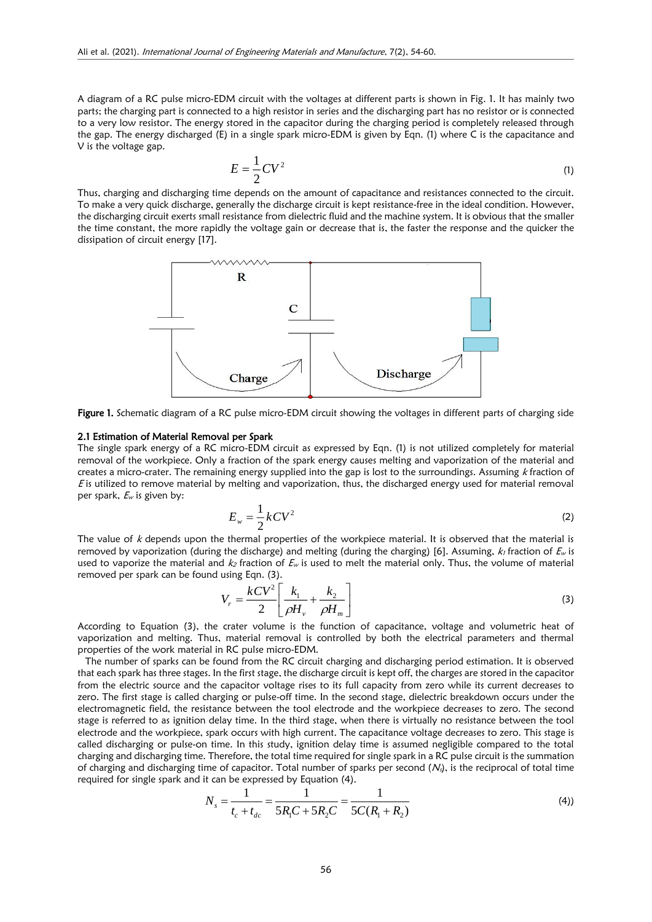A diagram of a RC pulse micro-EDM circuit with the voltages at different parts is shown in Fig. 1. It has mainly two parts; the charging part is connected to a high resistor in series and the discharging part has no resistor or is connected to a very low resistor. The energy stored in the capacitor during the charging period is completely released through the gap. The energy discharged (E) in a single spark micro-EDM is given by Eqn. (1) where C is the capacitance and V is the voltage gap.

$$E = \frac{1}{2}CV^2 \tag{1}$$

Thus, charging and discharging time depends on the amount of capacitance and resistances connected to the circuit. To make a very quick discharge, generally the discharge circuit is kept resistance-free in the ideal condition. However, the discharging circuit exerts small resistance from dielectric fluid and the machine system. It is obvious that the smaller the time constant, the more rapidly the voltage gain or decrease that is, the faster the response and the quicker the dissipation of circuit energy [17].

R

C

Charge

Discharge

**Figure 1.** Schematic diagram of a RC pulse micro-EDM circuit showing the voltages in different parts of charging side

### 2.1 Estimation of Material Removal per Spark

The single spark energy of a RC micro-EDM circuit as expressed by Eqn. (1) is not utilized completely for material removal of the workpiece. Only a fraction of the spark energy causes melting and vaporization of the material and creates a micro-crater. The remaining energy supplied into the gap is lost to the surroundings. Assuming *k* fraction of *E* is utilized to remove material by melting and vaporization, thus, the discharged energy used for material removal per spark, $E_w$ is given by:

$$E_w = \frac{1}{2}kCV^2 \tag{2}$$

The value of *k* depends upon the thermal properties of the workpiece material. It is observed that the material is removed by vaporization (during the discharge) and melting (during the charging) [6]. Assuming, $k_1$ fraction of $E_w$ is used to vaporize the material and $k_2$ fraction of $E_w$ is used to melt the material only. Thus, the volume of material removed per spark can be found using Eqn. (3).

$$V_r = \frac{kCV^2}{2}\left[\frac{k_1}{\rho H_v} + \frac{k_2}{\rho H_m}\right] \tag{3}$$

According to Equation (3), the crater volume is the function of capacitance, voltage and volumetric heat of vaporization and melting. Thus, material removal is controlled by both the electrical parameters and thermal properties of the work material in RC pulse micro-EDM.

The number of sparks can be found from the RC circuit charging and discharging period estimation. It is observed that each spark has three stages. In the first stage, the discharge circuit is kept off, the charges are stored in the capacitor from the electric source and the capacitor voltage rises to its full capacity from zero while its current decreases to zero. The first stage is called charging or pulse-off time. In the second stage, dielectric breakdown occurs under the electromagnetic field, the resistance between the tool electrode and the workpiece decreases to zero. The second stage is referred to as ignition delay time. In the third stage, when there is virtually no resistance between the tool electrode and the workpiece, spark occurs with high current. The capacitance voltage decreases to zero. This stage is called discharging or pulse-on time. In this study, ignition delay time is assumed negligible compared to the total charging and discharging time. Therefore, the total time required for single spark in a RC pulse circuit is the summation of charging and discharging time of capacitor. Total number of sparks per second ($N_s$), is the reciprocal of total time required for single spark and it can be expressed by Equation (4).

$$N_s = \frac{1}{t_c + t_{dc}} = \frac{1}{5R_1C + 5R_2C} = \frac{1}{5C(R_1 + R_2)} \tag{4}$$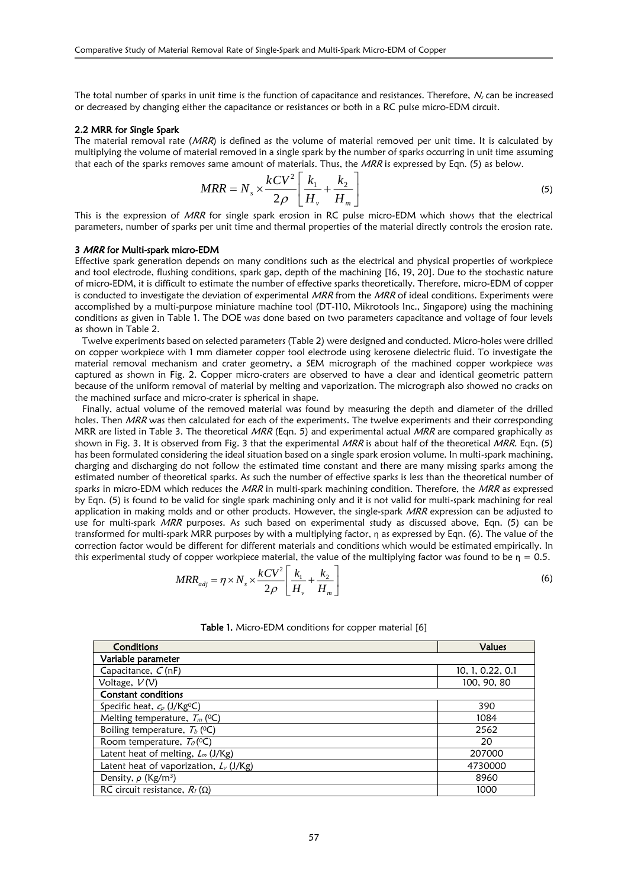The total number of sparks in unit time is the function of capacitance and resistances. Therefore, $N_s$ can be increased or decreased by changing either the capacitance or resistances or both in a RC pulse micro-EDM circuit.

### 2.2 MRR for Single Spark

The material removal rate (*MRR*) is defined as the volume of material removed per unit time. It is calculated by multiplying the volume of material removed in a single spark by the number of sparks occurring in unit time assuming that each of the sparks removes same amount of materials. Thus, the *MRR* is expressed by Eqn. (5) as below.

$$MRR = N_s \times \frac{kCV^2}{2\rho}\left[\frac{k_1}{H_v} + \frac{k_2}{H_m}\right] \tag{5}$$

This is the expression of *MRR* for single spark erosion in RC pulse micro-EDM which shows that the electrical parameters, number of sparks per unit time and thermal properties of the material directly controls the erosion rate.

## 3 *MRR* for Multi-spark micro-EDM

Effective spark generation depends on many conditions such as the electrical and physical properties of workpiece and tool electrode, flushing conditions, spark gap, depth of the machining [16, 19, 20]. Due to the stochastic nature of micro-EDM, it is difficult to estimate the number of effective sparks theoretically. Therefore, micro-EDM of copper is conducted to investigate the deviation of experimental *MRR* from the *MRR* of ideal conditions. Experiments were accomplished by a multi-purpose miniature machine tool (DT-110, Mikrotools Inc., Singapore) using the machining conditions as given in Table 1. The DOE was done based on two parameters capacitance and voltage of four levels as shown in Table 2.

Twelve experiments based on selected parameters (Table 2) were designed and conducted. Micro-holes were drilled on copper workpiece with 1 mm diameter copper tool electrode using kerosene dielectric fluid. To investigate the material removal mechanism and crater geometry, a SEM micrograph of the machined copper workpiece was captured as shown in Fig. 2. Copper micro-craters are observed to have a clear and identical geometric pattern because of the uniform removal of material by melting and vaporization. The micrograph also showed no cracks on the machined surface and micro-crater is spherical in shape.

Finally, actual volume of the removed material was found by measuring the depth and diameter of the drilled holes. Then *MRR* was then calculated for each of the experiments. The twelve experiments and their corresponding MRR are listed in Table 3. The theoretical *MRR* (Eqn. 5) and experimental actual *MRR* are compared graphically as shown in Fig. 3. It is observed from Fig. 3 that the experimental *MRR* is about half of the theoretical *MRR*. Eqn. (5) has been formulated considering the ideal situation based on a single spark erosion volume. In multi-spark machining, charging and discharging do not follow the estimated time constant and there are many missing sparks among the estimated number of theoretical sparks. As such the number of effective sparks is less than the theoretical number of sparks in micro-EDM which reduces the *MRR* in multi-spark machining condition. Therefore, the *MRR* as expressed by Eqn. (5) is found to be valid for single spark machining only and it is not valid for multi-spark machining for real application in making molds and or other products. However, the single-spark *MRR* expression can be adjusted to use for multi-spark *MRR* purposes. As such based on experimental study as discussed above, Eqn. (5) can be transformed for multi-spark MRR purposes by with a multiplying factor, η as expressed by Eqn. (6). The value of the correction factor would be different for different materials and conditions which would be estimated empirically. In this experimental study of copper workpiece material, the value of the multiplying factor was found to be $\eta = 0.5$.

$$MRR_{adj} = \eta \times N_s \times \frac{kCV^2}{2\rho}\left[\frac{k_1}{H_v} + \frac{k_2}{H_m}\right] \tag{6}$$

**Table 1.** Micro-EDM conditions for copper material [6]

| Conditions | Values |
|---|---|
| **Variable parameter** | |
| Capacitance, $C$ (nF) | 10, 1, 0.22, 0.1 |
| Voltage, $V$ (V) | 100, 90, 80 |
| **Constant conditions** | |
| Specific heat, $c_p$ (J/Kg°C) | 390 |
| Melting temperature, $T_m$ (°C) | 1084 |
| Boiling temperature, $T_b$ (°C) | 2562 |
| Room temperature, $T_0$ (°C) | 20 |
| Latent heat of melting, $L_m$ (J/Kg) | 207000 |
| Latent heat of vaporization, $L_v$ (J/Kg) | 4730000 |
| Density, $\rho$ (Kg/m³) | 8960 |
| RC circuit resistance, $R_l$ (Ω) | 1000 |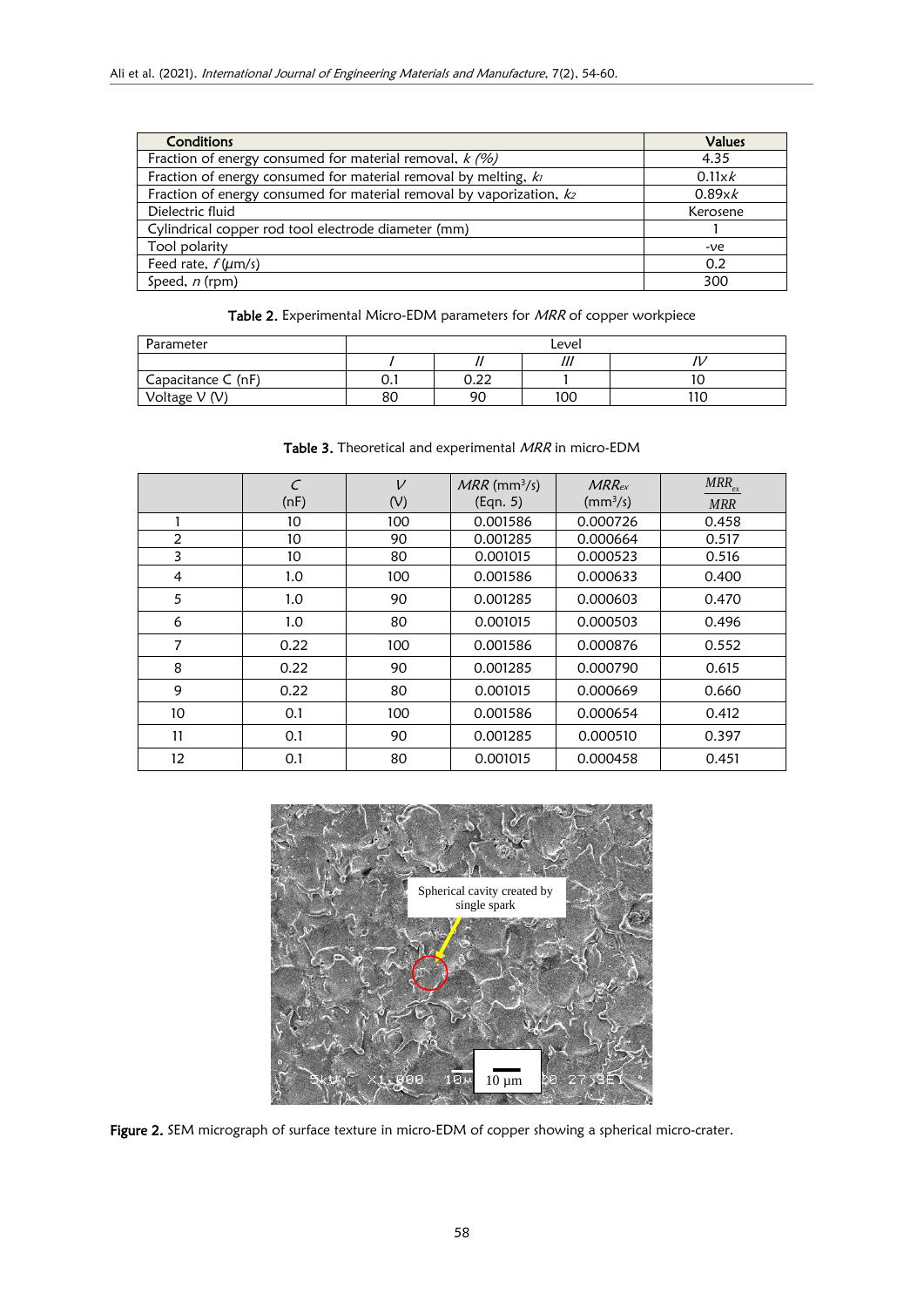| Conditions | Values |
| --- | --- |
| Fraction of energy consumed for material removal, *k (%)* | 4.35 |
| Fraction of energy consumed for material removal by melting, $k_1$ | 0.11x$k$ |
| Fraction of energy consumed for material removal by vaporization, $k_2$ | 0.89x$k$ |
| Dielectric fluid | Kerosene |
| Cylindrical copper rod tool electrode diameter (mm) | 1 |
| Tool polarity | -ve |
| Feed rate, $f$ (μm/s) | 0.2 |
| Speed, $n$ (rpm) | 300 |

**Table 2.** Experimental Micro-EDM parameters for *MRR* of copper workpiece

| Parameter | Level | | | |
| --- | --- | --- | --- | --- |
| | *I* | *II* | *III* | *IV* |
| Capacitance C (nF) | 0.1 | 0.22 | 1 | 10 |
| Voltage V (V) | 80 | 90 | 100 | 110 |

**Table 3.** Theoretical and experimental *MRR* in micro-EDM

| | $C$ (nF) | $V$ (V) | *MRR* (mm³/s) (Eqn. 5) | $MRR_{ex}$ (mm³/s) | $\frac{MRR_{ex}}{MRR}$ |
| --- | --- | --- | --- | --- | --- |
| 1 | 10 | 100 | 0.001586 | 0.000726 | 0.458 |
| 2 | 10 | 90 | 0.001285 | 0.000664 | 0.517 |
| 3 | 10 | 80 | 0.001015 | 0.000523 | 0.516 |
| 4 | 1.0 | 100 | 0.001586 | 0.000633 | 0.400 |
| 5 | 1.0 | 90 | 0.001285 | 0.000603 | 0.470 |
| 6 | 1.0 | 80 | 0.001015 | 0.000503 | 0.496 |
| 7 | 0.22 | 100 | 0.001586 | 0.000876 | 0.552 |
| 8 | 0.22 | 90 | 0.001285 | 0.000790 | 0.615 |
| 9 | 0.22 | 80 | 0.001015 | 0.000669 | 0.660 |
| 10 | 0.1 | 100 | 0.001586 | 0.000654 | 0.412 |
| 11 | 0.1 | 90 | 0.001285 | 0.000510 | 0.397 |
| 12 | 0.1 | 80 | 0.001015 | 0.000458 | 0.451 |

Spherical cavity created by single spark

10 μm

**Figure 2.** SEM micrograph of surface texture in micro-EDM of copper showing a spherical micro-crater.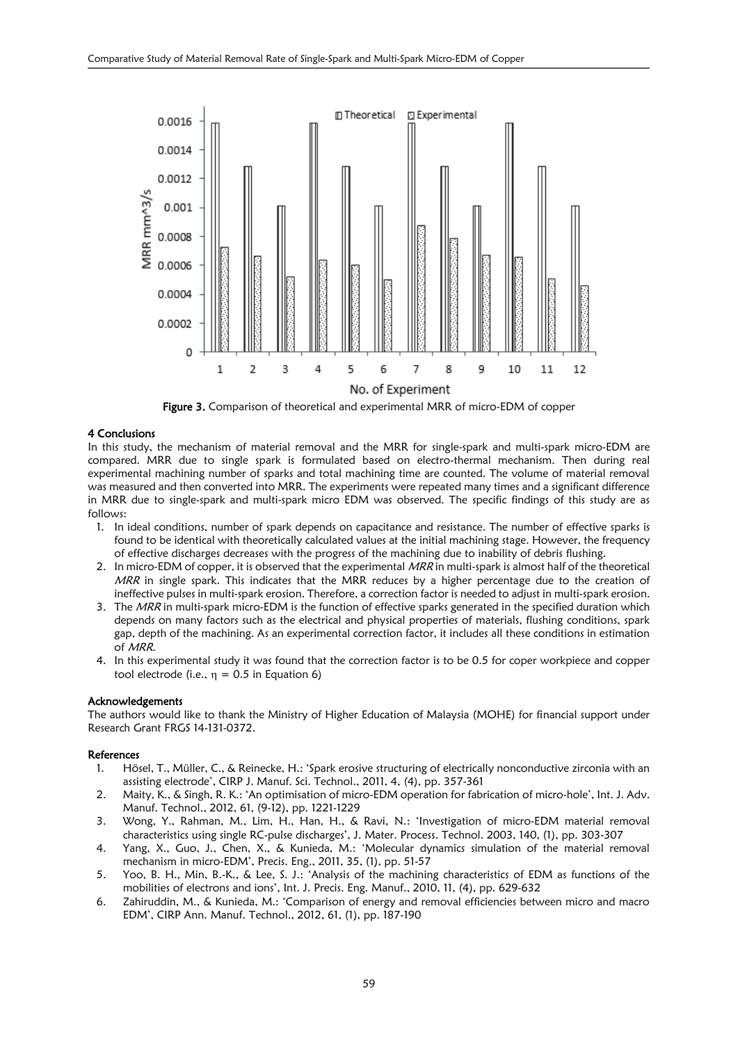0.0016
0.0014
0.0012
0.001
0.0008
0.0006
0.0004
0.0002
0

MRR mm^3/s

Theoretical
Experimental

1 2 3 4 5 6 7 8 9 10 11 12

No. of Experiment

**Figure 3.** Comparison of theoretical and experimental MRR of micro-EDM of copper

## 4 Conclusions

In this study, the mechanism of material removal and the MRR for single-spark and multi-spark micro-EDM are compared. MRR due to single spark is formulated based on electro-thermal mechanism. Then during real experimental machining number of sparks and total machining time are counted. The volume of material removal was measured and then converted into MRR. The experiments were repeated many times and a significant difference in MRR due to single-spark and multi-spark micro EDM was observed. The specific findings of this study are as follows:

1. In ideal conditions, number of spark depends on capacitance and resistance. The number of effective sparks is found to be identical with theoretically calculated values at the initial machining stage. However, the frequency of effective discharges decreases with the progress of the machining due to inability of debris flushing.
2. In micro-EDM of copper, it is observed that the experimental *MRR* in multi-spark is almost half of the theoretical *MRR* in single spark. This indicates that the MRR reduces by a higher percentage due to the creation of ineffective pulses in multi-spark erosion. Therefore, a correction factor is needed to adjust in multi-spark erosion.
3. The *MRR* in multi-spark micro-EDM is the function of effective sparks generated in the specified duration which depends on many factors such as the electrical and physical properties of materials, flushing conditions, spark gap, depth of the machining. As an experimental correction factor, it includes all these conditions in estimation of *MRR*.
4. In this experimental study it was found that the correction factor is to be 0.5 for coper workpiece and copper tool electrode (i.e., $\eta = 0.5$ in Equation 6)

## Acknowledgements

The authors would like to thank the Ministry of Higher Education of Malaysia (MOHE) for financial support under Research Grant FRGS 14-131-0372.

## References

1. Hösel, T., Müller, C., & Reinecke, H.: 'Spark erosive structuring of electrically nonconductive zirconia with an assisting electrode', CIRP J. Manuf. Sci. Technol., 2011, 4, (4), pp. 357-361
2. Maity, K., & Singh, R. K.: 'An optimisation of micro-EDM operation for fabrication of micro-hole', Int. J. Adv. Manuf. Technol., 2012, 61, (9-12), pp. 1221-1229
3. Wong, Y., Rahman, M., Lim, H., Han, H., & Ravi, N.: 'Investigation of micro-EDM material removal characteristics using single RC-pulse discharges', J. Mater. Process. Technol. 2003, 140, (1), pp. 303-307
4. Yang, X., Guo, J., Chen, X., & Kunieda, M.: 'Molecular dynamics simulation of the material removal mechanism in micro-EDM', Precis. Eng., 2011, 35, (1), pp. 51-57
5. Yoo, B. H., Min, B.-K., & Lee, S. J.: 'Analysis of the machining characteristics of EDM as functions of the mobilities of electrons and ions', Int. J. Precis. Eng. Manuf., 2010, 11, (4), pp. 629-632
6. Zahiruddin, M., & Kunieda, M.: 'Comparison of energy and removal efficiencies between micro and macro EDM', CIRP Ann. Manuf. Technol., 2012, 61, (1), pp. 187-190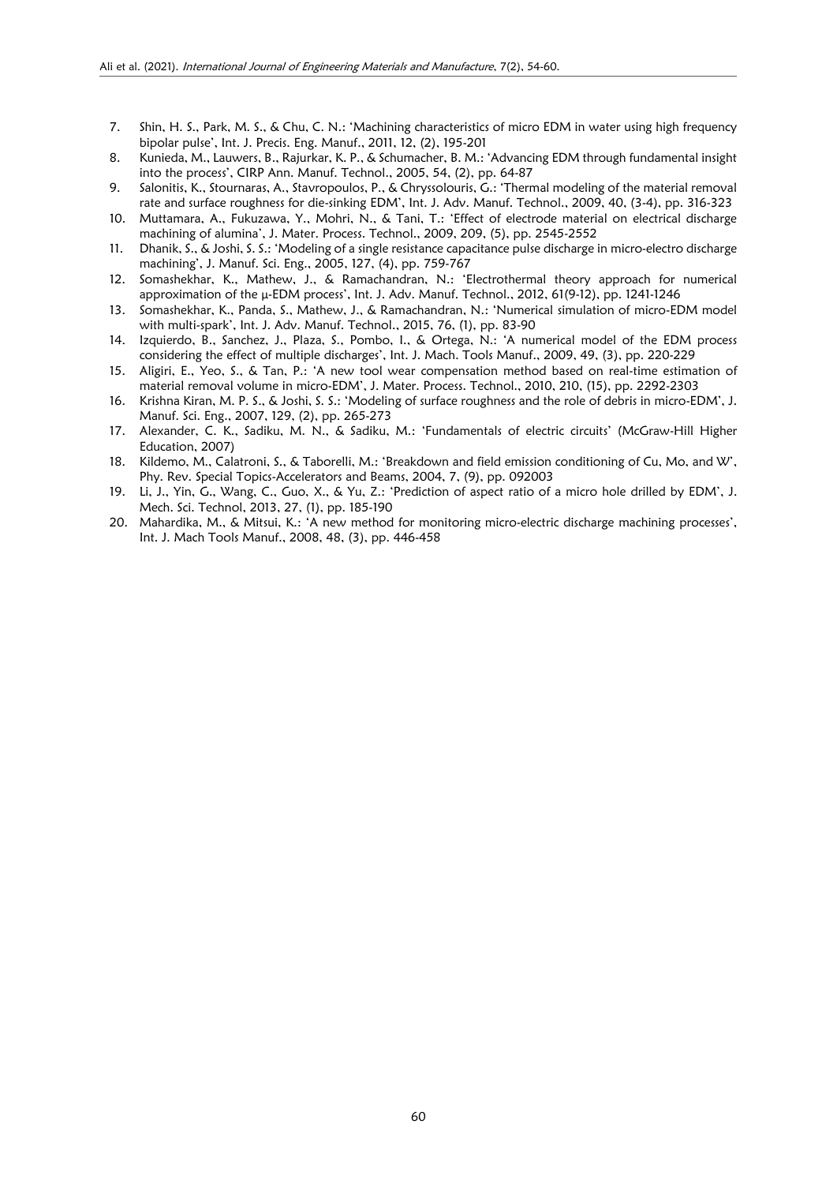7. Shin, H. S., Park, M. S., & Chu, C. N.: 'Machining characteristics of micro EDM in water using high frequency bipolar pulse', Int. J. Precis. Eng. Manuf., 2011, 12, (2), 195-201
8. Kunieda, M., Lauwers, B., Rajurkar, K. P., & Schumacher, B. M.: 'Advancing EDM through fundamental insight into the process', CIRP Ann. Manuf. Technol., 2005, 54, (2), pp. 64-87
9. Salonitis, K., Stournaras, A., Stavropoulos, P., & Chryssolouris, G.: 'Thermal modeling of the material removal rate and surface roughness for die-sinking EDM', Int. J. Adv. Manuf. Technol., 2009, 40, (3-4), pp. 316-323
10. Muttamara, A., Fukuzawa, Y., Mohri, N., & Tani, T.: 'Effect of electrode material on electrical discharge machining of alumina', J. Mater. Process. Technol., 2009, 209, (5), pp. 2545-2552
11. Dhanik, S., & Joshi, S. S.: 'Modeling of a single resistance capacitance pulse discharge in micro-electro discharge machining', J. Manuf. Sci. Eng., 2005, 127, (4), pp. 759-767
12. Somashekhar, K., Mathew, J., & Ramachandran, N.: 'Electrothermal theory approach for numerical approximation of the μ-EDM process', Int. J. Adv. Manuf. Technol., 2012, 61(9-12), pp. 1241-1246
13. Somashekhar, K., Panda, S., Mathew, J., & Ramachandran, N.: 'Numerical simulation of micro-EDM model with multi-spark', Int. J. Adv. Manuf. Technol., 2015, 76, (1), pp. 83-90
14. Izquierdo, B., Sanchez, J., Plaza, S., Pombo, I., & Ortega, N.: 'A numerical model of the EDM process considering the effect of multiple discharges', Int. J. Mach. Tools Manuf., 2009, 49, (3), pp. 220-229
15. Aligiri, E., Yeo, S., & Tan, P.: 'A new tool wear compensation method based on real-time estimation of material removal volume in micro-EDM', J. Mater. Process. Technol., 2010, 210, (15), pp. 2292-2303
16. Krishna Kiran, M. P. S., & Joshi, S. S.: 'Modeling of surface roughness and the role of debris in micro-EDM', J. Manuf. Sci. Eng., 2007, 129, (2), pp. 265-273
17. Alexander, C. K., Sadiku, M. N., & Sadiku, M.: 'Fundamentals of electric circuits' (McGraw-Hill Higher Education, 2007)
18. Kildemo, M., Calatroni, S., & Taborelli, M.: 'Breakdown and field emission conditioning of Cu, Mo, and W', Phy. Rev. Special Topics-Accelerators and Beams, 2004, 7, (9), pp. 092003
19. Li, J., Yin, G., Wang, C., Guo, X., & Yu, Z.: 'Prediction of aspect ratio of a micro hole drilled by EDM', J. Mech. Sci. Technol, 2013, 27, (1), pp. 185-190
20. Mahardika, M., & Mitsui, K.: 'A new method for monitoring micro-electric discharge machining processes', Int. J. Mach Tools Manuf., 2008, 48, (3), pp. 446-458